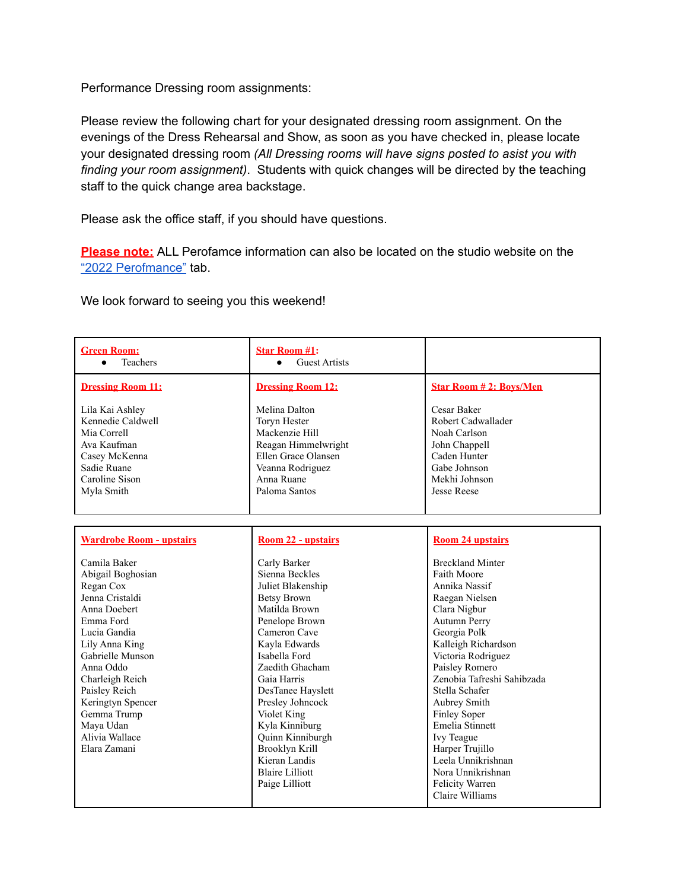Performance Dressing room assignments:

Please review the following chart for your designated dressing room assignment. On the evenings of the Dress Rehearsal and Show, as soon as you have checked in, please locate your designated dressing room *(All Dressing rooms will have signs posted to asist you with finding your room assignment)*. Students with quick changes will be directed by the teaching staff to the quick change area backstage.

Please ask the office staff, if you should have questions.

**Please note:** ALL Perofamce information can also be located on the studio website on the "2022 Perofmance" tab.

We look forward to seeing you this weekend!

| **Green Room:** | **Star Room #1:** | |
| --- | --- | --- |
| • Teachers | • Guest Artists | |
| **Dressing Room 11:** | **Dressing Room 12:** | **Star Room # 2: Boys/Men** |
| Lila Kai Ashley | Melina Dalton | Cesar Baker |
| Kennedie Caldwell | Toryn Hester | Robert Cadwallader |
| Mia Correll | Mackenzie Hill | Noah Carlson |
| Ava Kaufman | Reagan Himmelwright | John Chappell |
| Casey McKenna | Ellen Grace Olansen | Caden Hunter |
| Sadie Ruane | Veanna Rodriguez | Gabe Johnson |
| Caroline Sison | Anna Ruane | Mekhi Johnson |
| Myla Smith | Paloma Santos | Jesse Reese |

| **Wardrobe Room - upstairs** | **Room 22 - upstairs** | **Room 24 upstairs** |
| --- | --- | --- |
| Camila Baker | Carly Barker | Breckland Minter |
| Abigail Boghosian | Sienna Beckles | Faith Moore |
| Regan Cox | Juliet Blakenship | Annika Nassif |
| Jenna Cristaldi | Betsy Brown | Raegan Nielsen |
| Anna Doebert | Matilda Brown | Clara Nigbur |
| Emma Ford | Penelope Brown | Autumn Perry |
| Lucia Gandia | Cameron Cave | Georgia Polk |
| Lily Anna King | Kayla Edwards | Kalleigh Richardson |
| Gabrielle Munson | Isabella Ford | Victoria Rodriguez |
| Anna Oddo | Zaedith Ghacham | Paisley Romero |
| Charleigh Reich | Gaia Harris | Zenobia Tafreshi Sahibzada |
| Paisley Reich | DesTanee Hayslett | Stella Schafer |
| Keringtyn Spencer | Presley Johncock | Aubrey Smith |
| Gemma Trump | Violet King | Finley Soper |
| Maya Udan | Kyla Kinniburg | Emelia Stinnett |
| Alivia Wallace | Quinn Kinniburgh | Ivy Teague |
| Elara Zamani | Brooklyn Krill | Harper Trujillo |
| | Kieran Landis | Leela Unnikrishnan |
| | Blaire Lilliott | Nora Unnikrishnan |
| | Paige Lilliott | Felicity Warren |
| | | Claire Williams |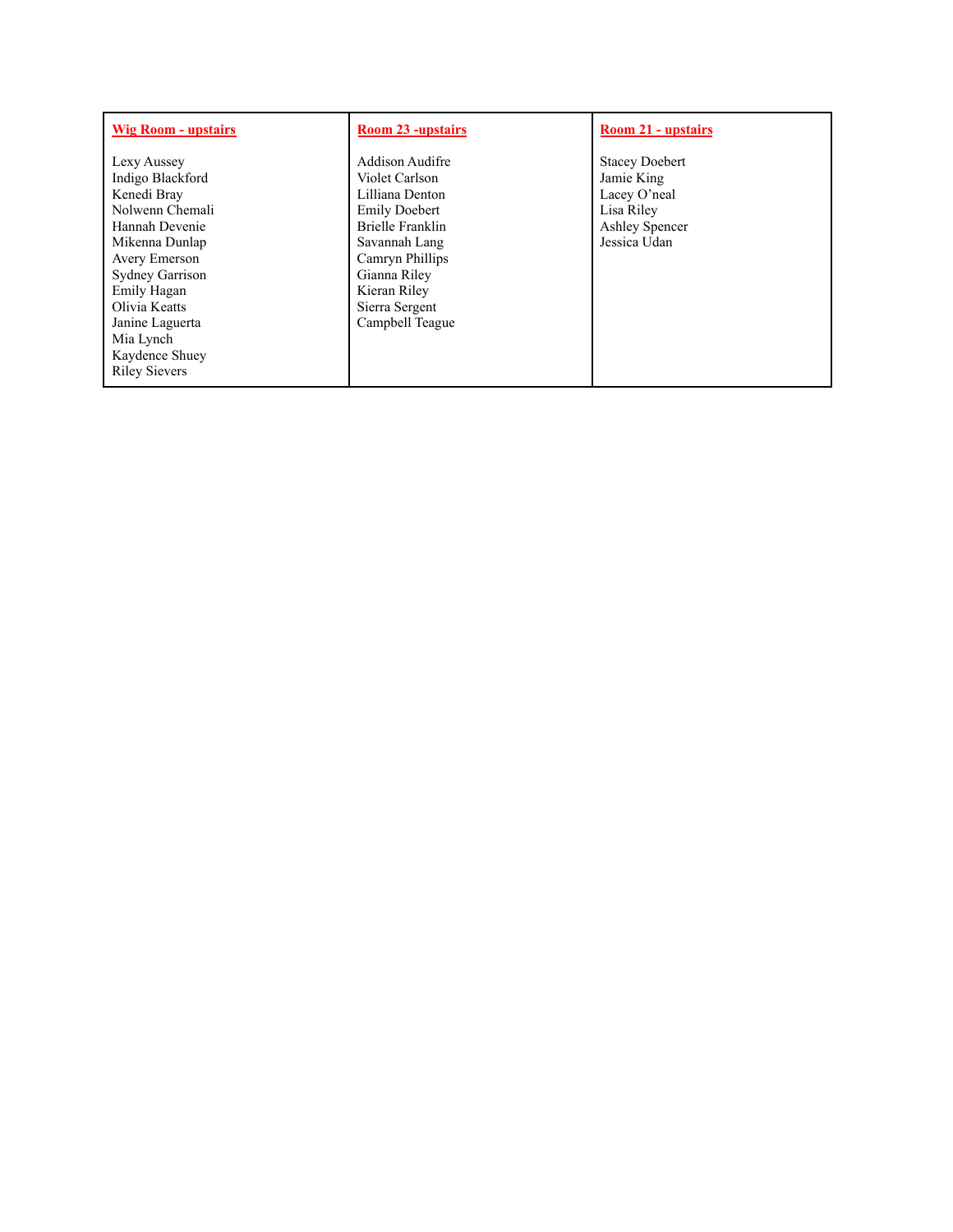| Wig Room - upstairs | Room 23 -upstairs | Room 21 - upstairs |
|---|---|---|
| Lexy Aussey | Addison Audifre | Stacey Doebert |
| Indigo Blackford | Violet Carlson | Jamie King |
| Kenedi Bray | Lilliana Denton | Lacey O'neal |
| Nolwenn Chemali | Emily Doebert | Lisa Riley |
| Hannah Devenie | Brielle Franklin | Ashley Spencer |
| Mikenna Dunlap | Savannah Lang | Jessica Udan |
| Avery Emerson | Camryn Phillips | |
| Sydney Garrison | Gianna Riley | |
| Emily Hagan | Kieran Riley | |
| Olivia Keatts | Sierra Sergent | |
| Janine Laguerta | Campbell Teague | |
| Mia Lynch | | |
| Kaydence Shuey | | |
| Riley Sievers | | |